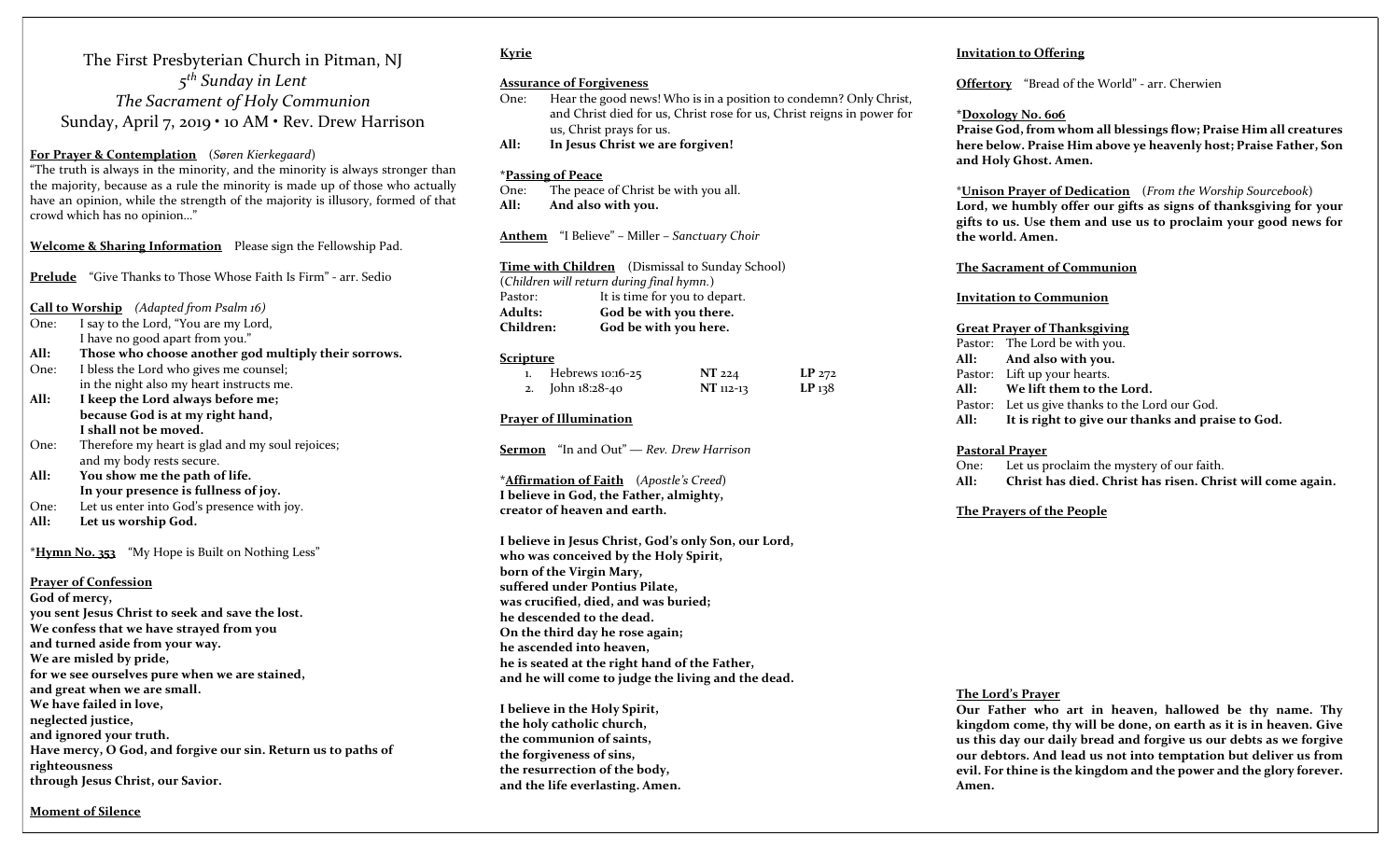# The First Presbyterian Church in Pitman, NJ

*5th Sunday in Lent*

*The Sacrament of Holy Communion*

Sunday, April 7, 2019 • 10 AM • Rev. Drew Harrison

**For Prayer & Contemplation** (*Søren Kierkegaard*)

"The truth is always in the minority, and the minority is always stronger than the majority, because as a rule the minority is made up of those who actually have an opinion, while the strength of the majority is illusory, formed of that crowd which has no opinion…"

**Welcome & Sharing Information** Please sign the Fellowship Pad.

**Prelude** "Give Thanks to Those Whose Faith Is Firm" - arr. Sedio

**Call to Worship** *(Adapted from Psalm 16)*

One: I say to the Lord, "You are my Lord, I have no good apart from you."

**All: Those who choose another god multiply their sorrows.**

One: I bless the Lord who gives me counsel; in the night also my heart instructs me.

**All: I keep the Lord always before me; because God is at my right hand, I shall not be moved.**

One: Therefore my heart is glad and my soul rejoices; and my body rests secure.

**All: You show me the path of life. In your presence is fullness of joy.**

One: Let us enter into God's presence with joy.

**All: Let us worship God.**

\***Hymn No. 353** "My Hope is Built on Nothing Less"

**Prayer of Confession**

**God of mercy,**
**you sent Jesus Christ to seek and save the lost.**
**We confess that we have strayed from you**
**and turned aside from your way.**
**We are misled by pride,**
**for we see ourselves pure when we are stained,**
**and great when we are small.**
**We have failed in love,**
**neglected justice,**
**and ignored your truth.**
**Have mercy, O God, and forgive our sin. Return us to paths of righteousness**
**through Jesus Christ, our Savior.**

**Moment of Silence**

**Kyrie**

**Assurance of Forgiveness**

One: Hear the good news! Who is in a position to condemn? Only Christ, and Christ died for us, Christ rose for us, Christ reigns in power for us, Christ prays for us.

**All: In Jesus Christ we are forgiven!**

\***Passing of Peace**

One: The peace of Christ be with you all.

**All: And also with you.**

**Anthem** "I Believe" – Miller – *Sanctuary Choir*

**Time with Children** (Dismissal to Sunday School)

(*Children will return during final hymn.*)

Pastor: It is time for you to depart.

**Adults: God be with you there.**

**Children: God be with you here.**

**Scripture**

1. Hebrews 10:16-25 **NT** 224 **LP** 272
2. John 18:28-40 **NT** 112-13 **LP** 138

**Prayer of Illumination**

**Sermon** "In and Out" — *Rev. Drew Harrison*

\***Affirmation of Faith** (*Apostle's Creed*)

**I believe in God, the Father, almighty,**
**creator of heaven and earth.**

**I believe in Jesus Christ, God's only Son, our Lord,**
**who was conceived by the Holy Spirit,**
**born of the Virgin Mary,**
**suffered under Pontius Pilate,**
**was crucified, died, and was buried;**
**he descended to the dead.**
**On the third day he rose again;**
**he ascended into heaven,**
**he is seated at the right hand of the Father,**
**and he will come to judge the living and the dead.**

**I believe in the Holy Spirit,**
**the holy catholic church,**
**the communion of saints,**
**the forgiveness of sins,**
**the resurrection of the body,**
**and the life everlasting. Amen.**

**Invitation to Offering**

**Offertory** "Bread of the World" - arr. Cherwien

\***Doxology No. 606**

**Praise God, from whom all blessings flow; Praise Him all creatures here below. Praise Him above ye heavenly host; Praise Father, Son and Holy Ghost. Amen.**

\***Unison Prayer of Dedication** (*From the Worship Sourcebook*)

**Lord, we humbly offer our gifts as signs of thanksgiving for your gifts to us. Use them and use us to proclaim your good news for the world. Amen.**

**The Sacrament of Communion**

**Invitation to Communion**

**Great Prayer of Thanksgiving**

Pastor: The Lord be with you.

**All: And also with you.**

Pastor: Lift up your hearts.

**All: We lift them to the Lord.**

Pastor: Let us give thanks to the Lord our God.

**All: It is right to give our thanks and praise to God.**

**Pastoral Prayer**

One: Let us proclaim the mystery of our faith.

**All: Christ has died. Christ has risen. Christ will come again.**

**The Prayers of the People**

**The Lord's Prayer**

**Our Father who art in heaven, hallowed be thy name. Thy kingdom come, thy will be done, on earth as it is in heaven. Give us this day our daily bread and forgive us our debts as we forgive our debtors. And lead us not into temptation but deliver us from evil. For thine is the kingdom and the power and the glory forever. Amen.**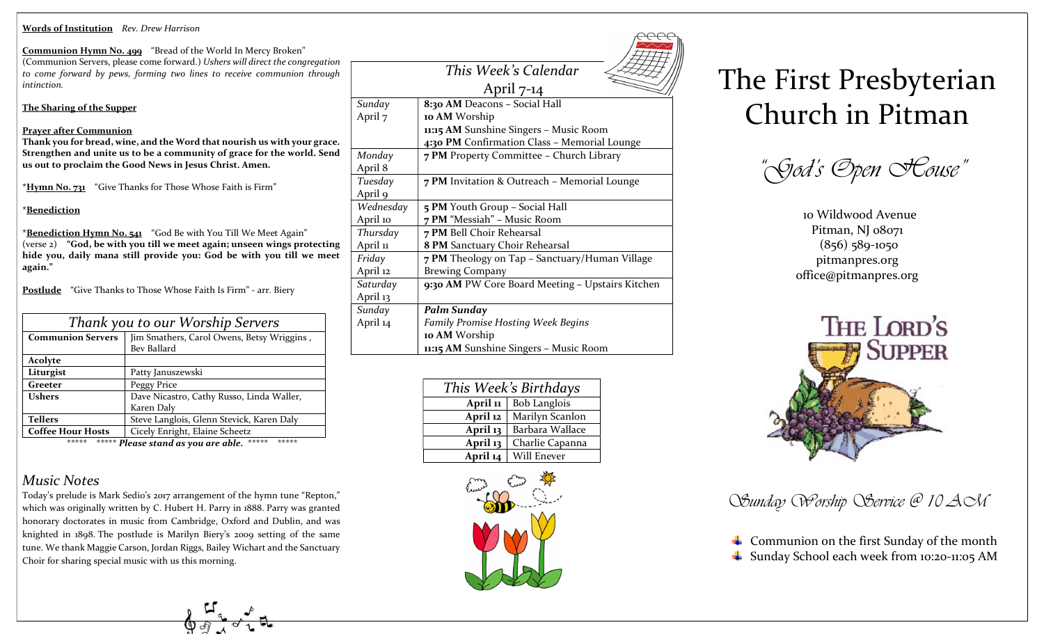**Words of Institution** *Rev. Drew Harrison*

**Communion Hymn No. 499** "Bread of the World In Mercy Broken"
(Communion Servers, please come forward.) *Ushers will direct the congregation to come forward by pews, forming two lines to receive communion through intinction.*

**The Sharing of the Supper**

**Prayer after Communion**
**Thank you for bread, wine, and the Word that nourish us with your grace. Strengthen and unite us to be a community of grace for the world. Send us out to proclaim the Good News in Jesus Christ. Amen.**

*__Hymn No. 731__ "Give Thanks for Those Whose Faith is Firm"

*__Benediction__

*__Benediction Hymn No. 541__ "God Be with You Till We Meet Again"
(verse 2) **"God, be with you till we meet again; unseen wings protecting hide you, daily mana still provide you: God be with you till we meet again."**

**Postlude** "Give Thanks to Those Whose Faith Is Firm" - arr. Biery

| Thank you to our Worship Servers | |
|---|---|
| **Communion Servers** | Jim Smathers, Carol Owens, Betsy Wriggins, Bev Ballard |
| **Acolyte** | |
| **Liturgist** | Patty Januszewski |
| **Greeter** | Peggy Price |
| **Ushers** | Dave Nicastro, Cathy Russo, Linda Waller, Karen Daly |
| **Tellers** | Steve Langlois, Glenn Stevick, Karen Daly |
| **Coffee Hour Hosts** | Cicely Enright, Elaine Scheetz |

***** ***** *Please stand as you are able.* ***** *****

## *Music Notes*

Today's prelude is Mark Sedio's 2017 arrangement of the hymn tune "Repton," which was originally written by C. Hubert H. Parry in 1888. Parry was granted honorary doctorates in music from Cambridge, Oxford and Dublin, and was knighted in 1898. The postlude is Marilyn Biery's 2009 setting of the same tune. We thank Maggie Carson, Jordan Riggs, Bailey Wichart and the Sanctuary Choir for sharing special music with us this morning.

| *This Week's Calendar* April 7-14 | |
|---|---|
| *Sunday* April 7 | **8:30 AM** Deacons – Social Hall<br>**10 AM** Worship<br>**11:15 AM** Sunshine Singers – Music Room<br>**4:30 PM** Confirmation Class – Memorial Lounge |
| *Monday* April 8 | **7 PM** Property Committee – Church Library |
| *Tuesday* April 9 | **7 PM** Invitation & Outreach – Memorial Lounge |
| *Wednesday* April 10 | **5 PM** Youth Group – Social Hall<br>**7 PM** "Messiah" – Music Room |
| *Thursday* April 11 | **7 PM** Bell Choir Rehearsal<br>**8 PM** Sanctuary Choir Rehearsal |
| *Friday* April 12 | **7 PM** Theology on Tap – Sanctuary/Human Village Brewing Company |
| *Saturday* April 13 | **9:30 AM** PW Core Board Meeting – Upstairs Kitchen |
| *Sunday* April 14 | ***Palm Sunday***<br>*Family Promise Hosting Week Begins*<br>**10 AM** Worship<br>**11:15 AM** Sunshine Singers – Music Room |

| *This Week's Birthdays* | |
|---|---|
| **April 11** | Bob Langlois |
| **April 12** | Marilyn Scanlon |
| **April 13** | Barbara Wallace |
| **April 13** | Charlie Capanna |
| **April 14** | Will Enever |

# The First Presbyterian Church in Pitman

*"God's Open House"*

10 Wildwood Avenue
Pitman, NJ 08071
(856) 589-1050
pitmanpres.org
office@pitmanpres.org

THE LORD'S SUPPER

*Sunday Worship Service @ 10 AM*

- Communion on the first Sunday of the month
- Sunday School each week from 10:20-11:05 AM